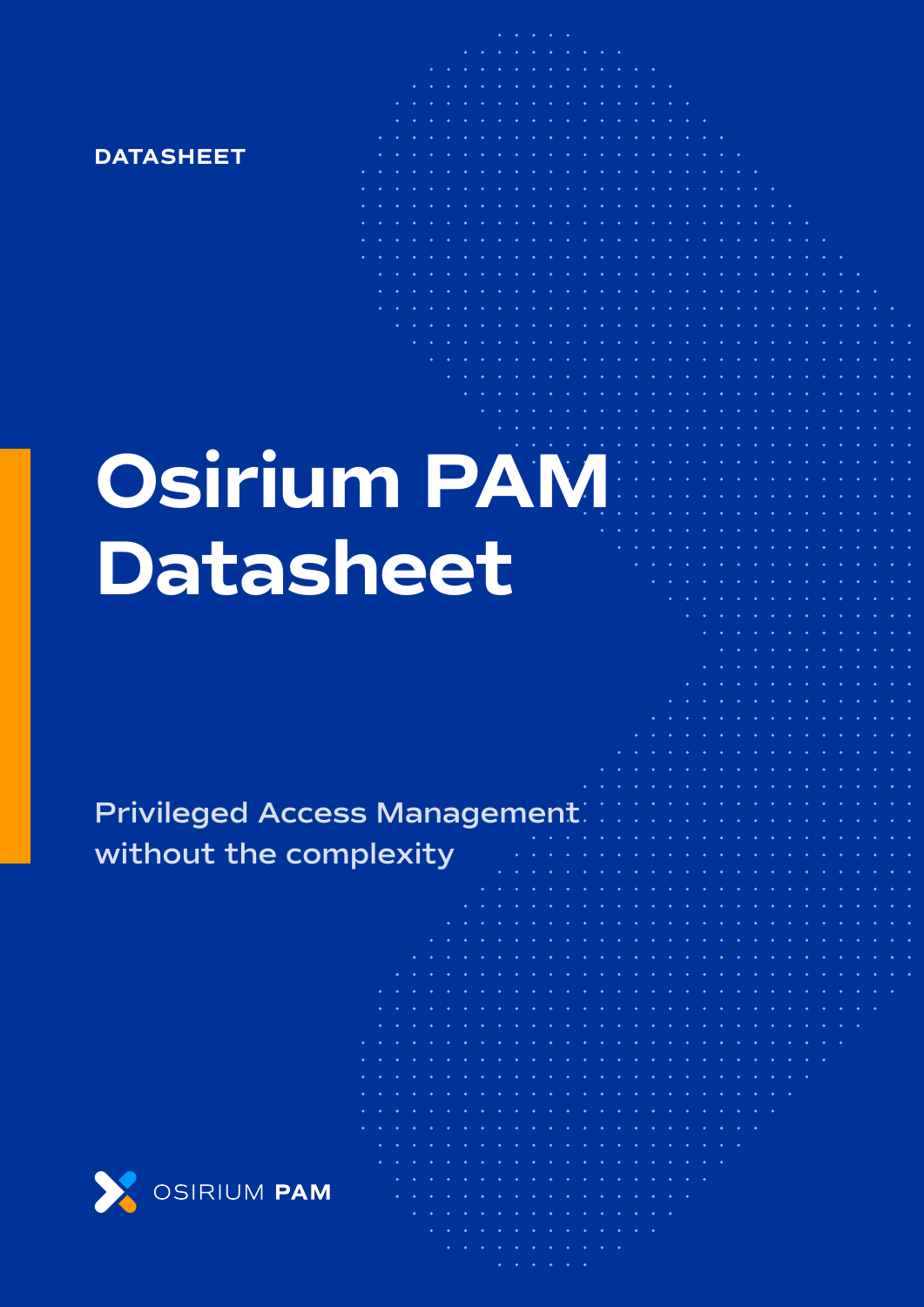DATASHEET

# Osirium PAM Datasheet

Privileged Access Management without the complexity

OSIRIUM **PAM**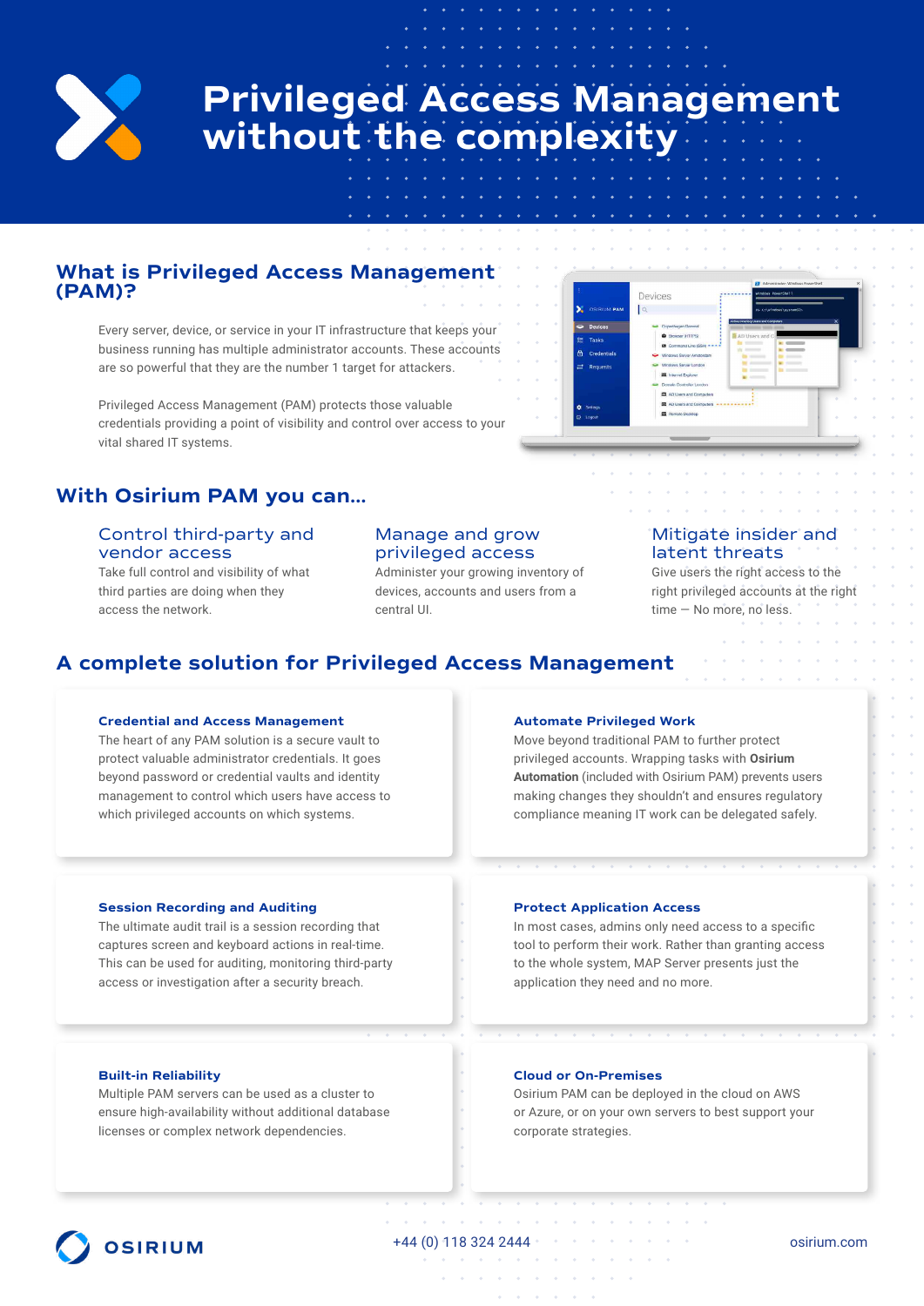# Privileged Access Management without the complexity

## What is Privileged Access Management (PAM)?

Every server, device, or service in your IT infrastructure that keeps your business running has multiple administrator accounts. These accounts are so powerful that they are the number 1 target for attackers.

Privileged Access Management (PAM) protects those valuable credentials providing a point of visibility and control over access to your vital shared IT systems.

## With Osirium PAM you can...

### Control third-party and vendor access

Take full control and visibility of what third parties are doing when they access the network.

### Manage and grow privileged access

Administer your growing inventory of devices, accounts and users from a central UI.

### Mitigate insider and latent threats

Give users the right access to the right privileged accounts at the right time — No more, no less.

## A complete solution for Privileged Access Management

### Credential and Access Management

The heart of any PAM solution is a secure vault to protect valuable administrator credentials. It goes beyond password or credential vaults and identity management to control which users have access to which privileged accounts on which systems.

### Automate Privileged Work

Move beyond traditional PAM to further protect privileged accounts. Wrapping tasks with **Osirium Automation** (included with Osirium PAM) prevents users making changes they shouldn't and ensures regulatory compliance meaning IT work can be delegated safely.

### Session Recording and Auditing

The ultimate audit trail is a session recording that captures screen and keyboard actions in real-time. This can be used for auditing, monitoring third-party access or investigation after a security breach.

### Protect Application Access

In most cases, admins only need access to a specific tool to perform their work. Rather than granting access to the whole system, MAP Server presents just the application they need and no more.

### Built-in Reliability

Multiple PAM servers can be used as a cluster to ensure high-availability without additional database licenses or complex network dependencies.

### Cloud or On-Premises

Osirium PAM can be deployed in the cloud on AWS or Azure, or on your own servers to best support your corporate strategies.

OSIRIUM

+44 (0) 118 324 2444

osirium.com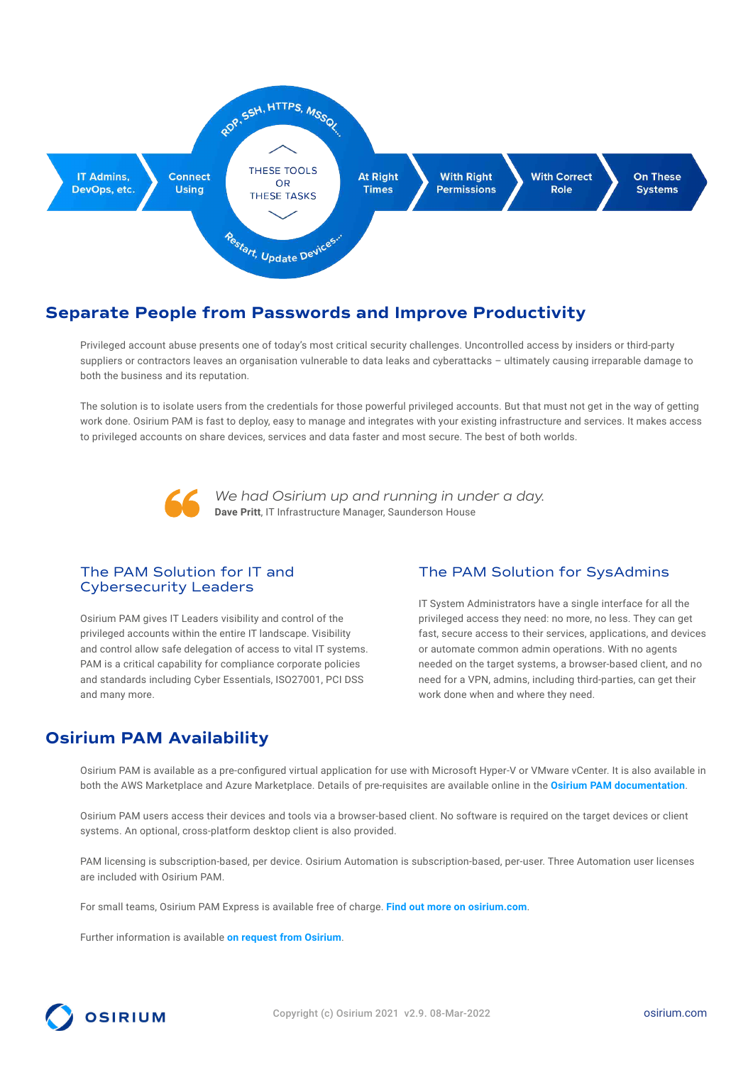IT Admins, DevOps, etc. → Connect Using → THESE TOOLS OR THESE TASKS (RDP, SSH, HTTPS, MSSQL... / Restart, Update Devices...) → At Right Times → With Right Permissions → With Correct Role → On These Systems

## Separate People from Passwords and Improve Productivity

Privileged account abuse presents one of today's most critical security challenges. Uncontrolled access by insiders or third-party suppliers or contractors leaves an organisation vulnerable to data leaks and cyberattacks – ultimately causing irreparable damage to both the business and its reputation.

The solution is to isolate users from the credentials for those powerful privileged accounts. But that must not get in the way of getting work done. Osirium PAM is fast to deploy, easy to manage and integrates with your existing infrastructure and services. It makes access to privileged accounts on share devices, services and data faster and most secure. The best of both worlds.

> *We had Osirium up and running in under a day.*
> **Dave Pritt**, IT Infrastructure Manager, Saunderson House

### The PAM Solution for IT and Cybersecurity Leaders

Osirium PAM gives IT Leaders visibility and control of the privileged accounts within the entire IT landscape. Visibility and control allow safe delegation of access to vital IT systems. PAM is a critical capability for compliance corporate policies and standards including Cyber Essentials, ISO27001, PCI DSS and many more.

### The PAM Solution for SysAdmins

IT System Administrators have a single interface for all the privileged access they need: no more, no less. They can get fast, secure access to their services, applications, and devices or automate common admin operations. With no agents needed on the target systems, a browser-based client, and no need for a VPN, admins, including third-parties, can get their work done when and where they need.

## Osirium PAM Availability

Osirium PAM is available as a pre-configured virtual application for use with Microsoft Hyper-V or VMware vCenter. It is also available in both the AWS Marketplace and Azure Marketplace. Details of pre-requisites are available online in the **Osirium PAM documentation**.

Osirium PAM users access their devices and tools via a browser-based client. No software is required on the target devices or client systems. An optional, cross-platform desktop client is also provided.

PAM licensing is subscription-based, per device. Osirium Automation is subscription-based, per-user. Three Automation user licenses are included with Osirium PAM.

For small teams, Osirium PAM Express is available free of charge. **Find out more on osirium.com**.

Further information is available **on request from Osirium**.

OSIRIUM

Copyright (c) Osirium 2021 v2.9. 08-Mar-2022

osirium.com